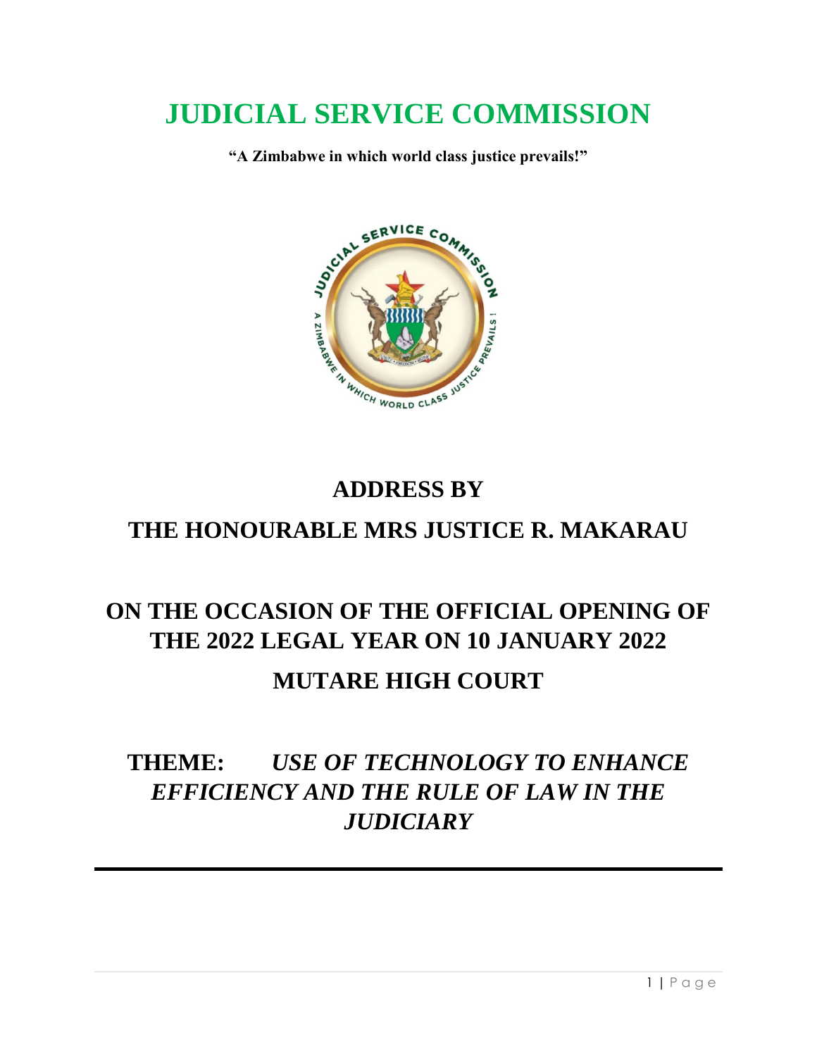# JUDICIAL SERVICE COMMISSION

**"A Zimbabwe in which world class justice prevails!"**

## ADDRESS BY

## THE HONOURABLE MRS JUSTICE R. MAKARAU

## ON THE OCCASION OF THE OFFICIAL OPENING OF THE 2022 LEGAL YEAR ON 10 JANUARY 2022

## MUTARE HIGH COURT

## THEME: *USE OF TECHNOLOGY TO ENHANCE EFFICIENCY AND THE RULE OF LAW IN THE JUDICIARY*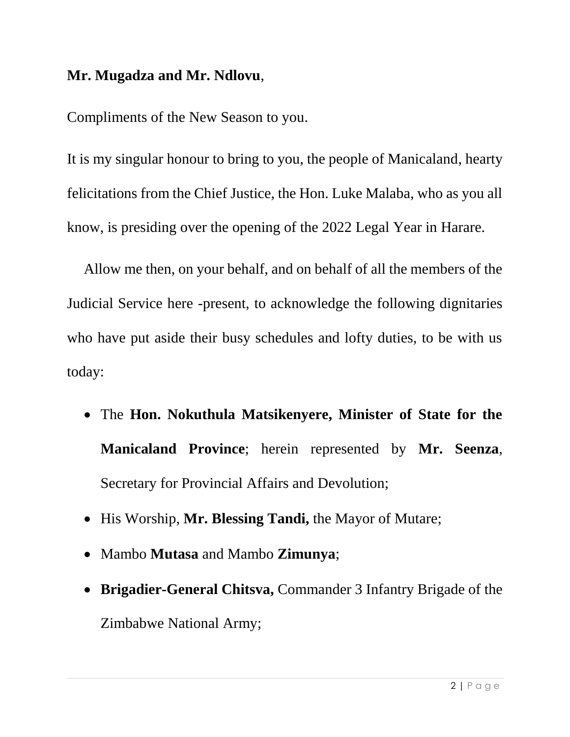**Mr. Mugadza and Mr. Ndlovu**,

Compliments of the New Season to you.

It is my singular honour to bring to you, the people of Manicaland, hearty felicitations from the Chief Justice, the Hon. Luke Malaba, who as you all know, is presiding over the opening of the 2022 Legal Year in Harare.

Allow me then, on your behalf, and on behalf of all the members of the Judicial Service here -present, to acknowledge the following dignitaries who have put aside their busy schedules and lofty duties, to be with us today:

- The **Hon. Nokuthula Matsikenyere, Minister of State for the Manicaland Province**; herein represented by **Mr. Seenza**, Secretary for Provincial Affairs and Devolution;
- His Worship, **Mr. Blessing Tandi,** the Mayor of Mutare;
- Mambo **Mutasa** and Mambo **Zimunya**;
- **Brigadier-General Chitsva,** Commander 3 Infantry Brigade of the Zimbabwe National Army;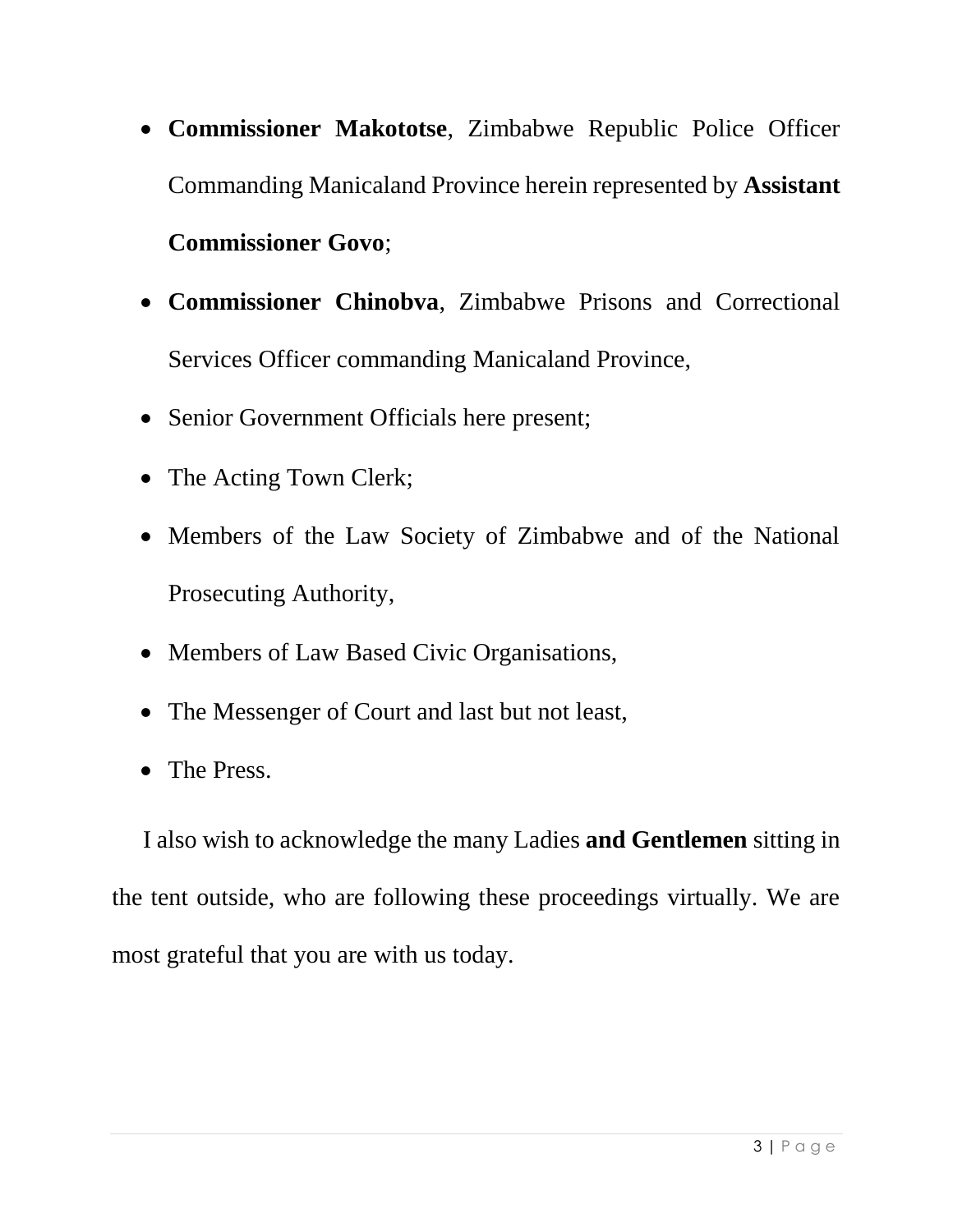- **Commissioner Makototse**, Zimbabwe Republic Police Officer Commanding Manicaland Province herein represented by **Assistant Commissioner Govo**;
- **Commissioner Chinobva**, Zimbabwe Prisons and Correctional Services Officer commanding Manicaland Province,
- Senior Government Officials here present;
- The Acting Town Clerk;
- Members of the Law Society of Zimbabwe and of the National Prosecuting Authority,
- Members of Law Based Civic Organisations,
- The Messenger of Court and last but not least,
- The Press.

I also wish to acknowledge the many Ladies **and Gentlemen** sitting in the tent outside, who are following these proceedings virtually. We are most grateful that you are with us today.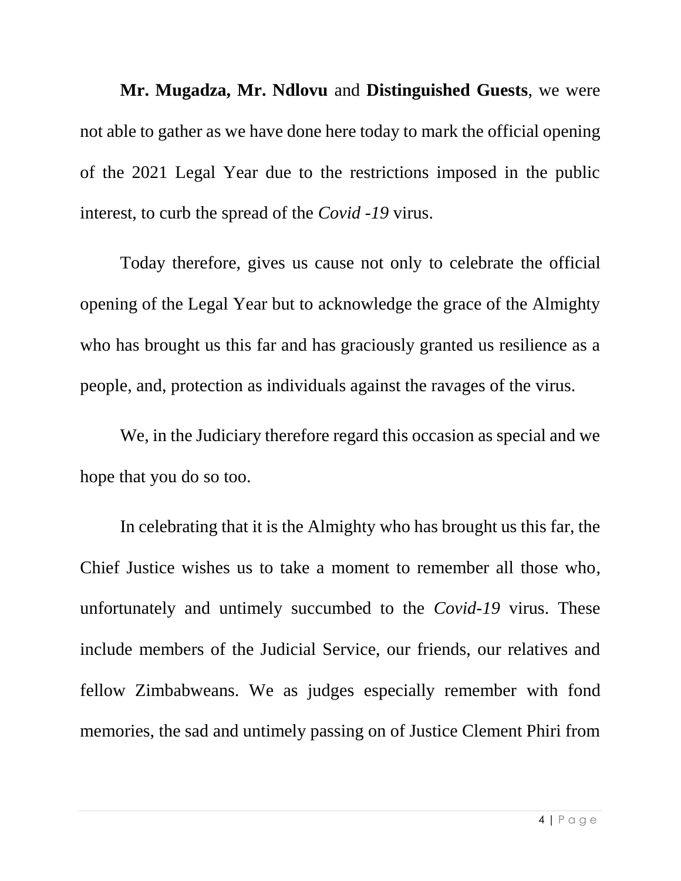**Mr. Mugadza, Mr. Ndlovu** and **Distinguished Guests**, we were not able to gather as we have done here today to mark the official opening of the 2021 Legal Year due to the restrictions imposed in the public interest, to curb the spread of the *Covid -19* virus.

Today therefore, gives us cause not only to celebrate the official opening of the Legal Year but to acknowledge the grace of the Almighty who has brought us this far and has graciously granted us resilience as a people, and, protection as individuals against the ravages of the virus.

We, in the Judiciary therefore regard this occasion as special and we hope that you do so too.

In celebrating that it is the Almighty who has brought us this far, the Chief Justice wishes us to take a moment to remember all those who, unfortunately and untimely succumbed to the *Covid-19* virus. These include members of the Judicial Service, our friends, our relatives and fellow Zimbabweans. We as judges especially remember with fond memories, the sad and untimely passing on of Justice Clement Phiri from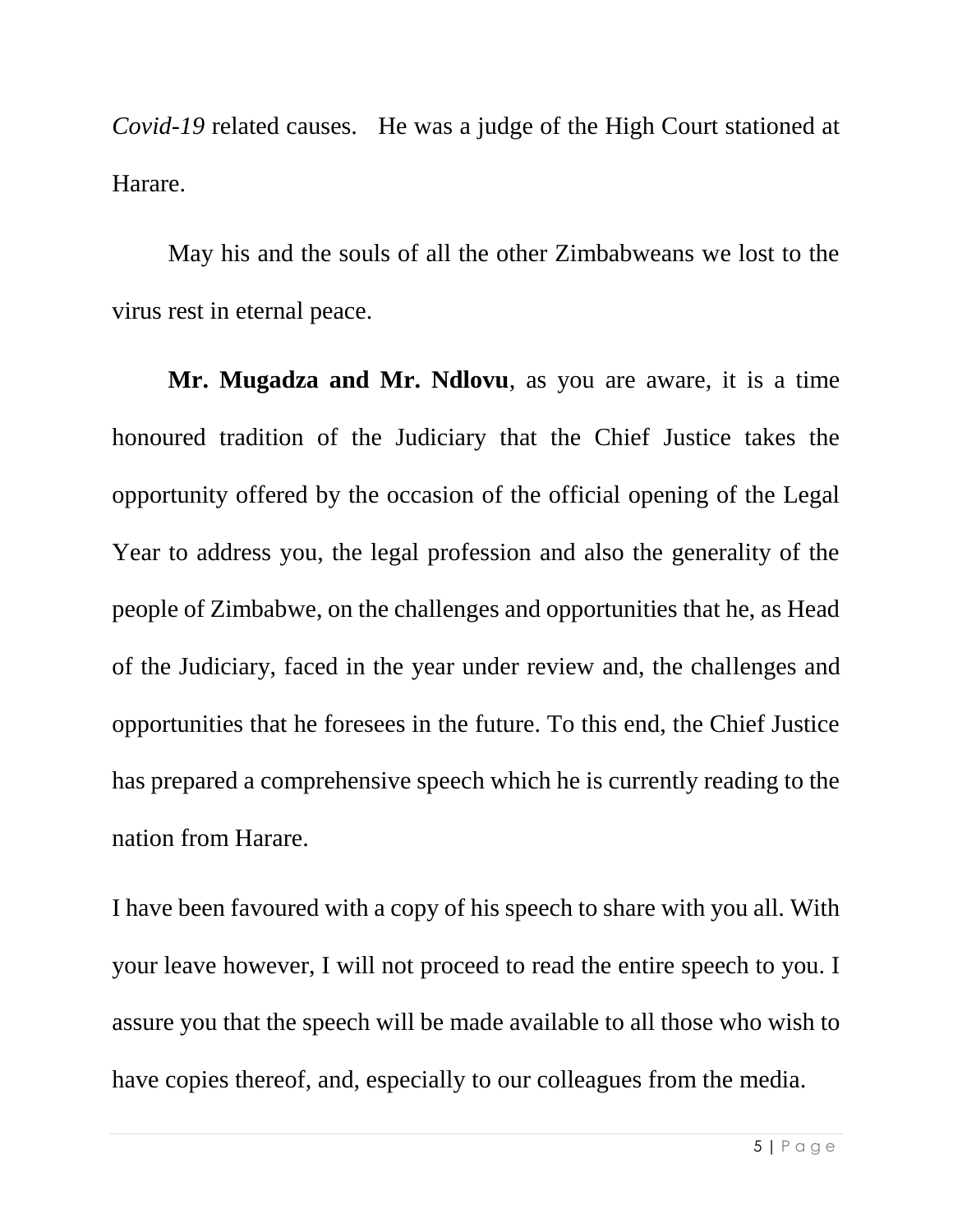*Covid-19* related causes. He was a judge of the High Court stationed at Harare.

May his and the souls of all the other Zimbabweans we lost to the virus rest in eternal peace.

**Mr. Mugadza and Mr. Ndlovu**, as you are aware, it is a time honoured tradition of the Judiciary that the Chief Justice takes the opportunity offered by the occasion of the official opening of the Legal Year to address you, the legal profession and also the generality of the people of Zimbabwe, on the challenges and opportunities that he, as Head of the Judiciary, faced in the year under review and, the challenges and opportunities that he foresees in the future. To this end, the Chief Justice has prepared a comprehensive speech which he is currently reading to the nation from Harare.

I have been favoured with a copy of his speech to share with you all. With your leave however, I will not proceed to read the entire speech to you. I assure you that the speech will be made available to all those who wish to have copies thereof, and, especially to our colleagues from the media.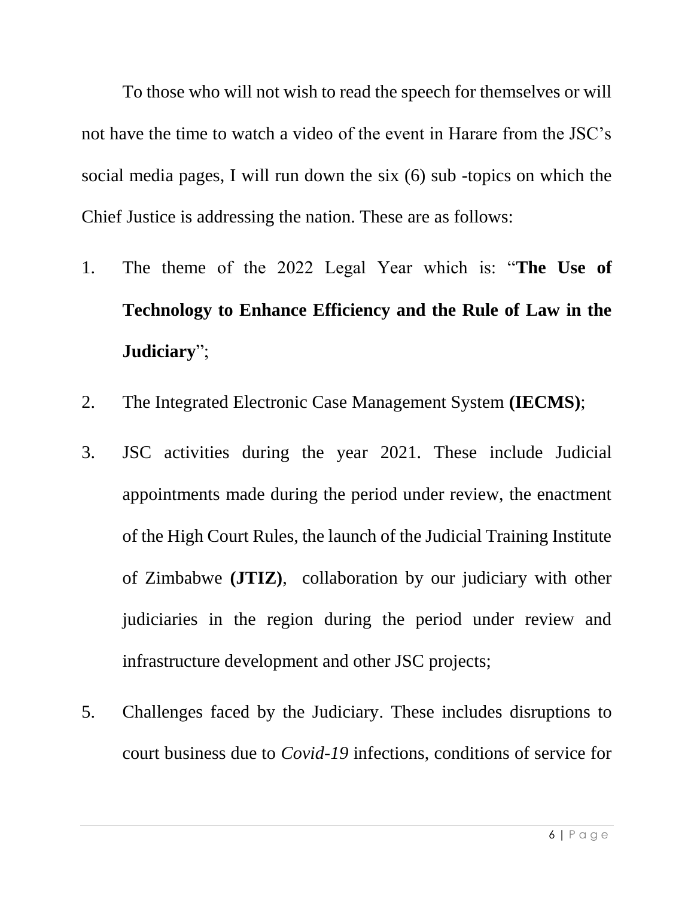To those who will not wish to read the speech for themselves or will not have the time to watch a video of the event in Harare from the JSC's social media pages, I will run down the six (6) sub -topics on which the Chief Justice is addressing the nation. These are as follows:

1. The theme of the 2022 Legal Year which is: "**The Use of Technology to Enhance Efficiency and the Rule of Law in the Judiciary**";

2. The Integrated Electronic Case Management System **(IECMS)**;

3. JSC activities during the year 2021. These include Judicial appointments made during the period under review, the enactment of the High Court Rules, the launch of the Judicial Training Institute of Zimbabwe **(JTIZ)**, collaboration by our judiciary with other judiciaries in the region during the period under review and infrastructure development and other JSC projects;

5. Challenges faced by the Judiciary. These includes disruptions to court business due to *Covid-19* infections, conditions of service for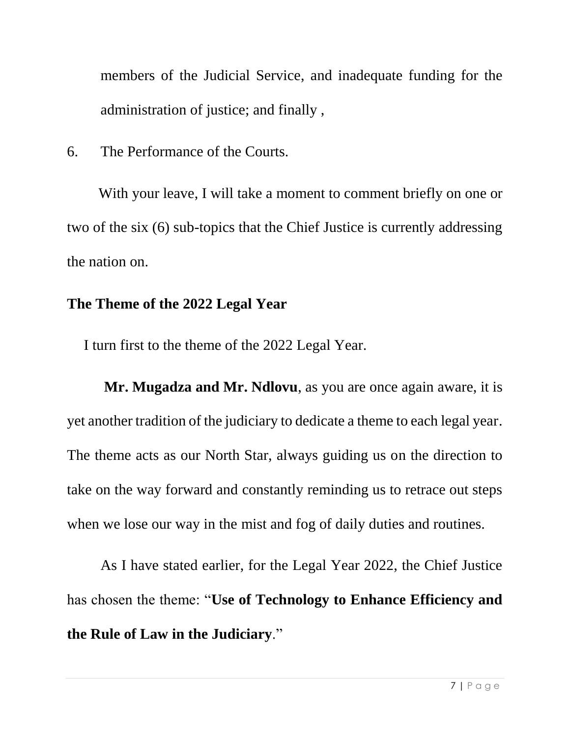members of the Judicial Service, and inadequate funding for the administration of justice; and finally ,

6. The Performance of the Courts.

With your leave, I will take a moment to comment briefly on one or two of the six (6) sub-topics that the Chief Justice is currently addressing the nation on.

**The Theme of the 2022 Legal Year**

I turn first to the theme of the 2022 Legal Year.

**Mr. Mugadza and Mr. Ndlovu**, as you are once again aware, it is yet another tradition of the judiciary to dedicate a theme to each legal year. The theme acts as our North Star, always guiding us on the direction to take on the way forward and constantly reminding us to retrace out steps when we lose our way in the mist and fog of daily duties and routines.

As I have stated earlier, for the Legal Year 2022, the Chief Justice has chosen the theme: "**Use of Technology to Enhance Efficiency and the Rule of Law in the Judiciary**."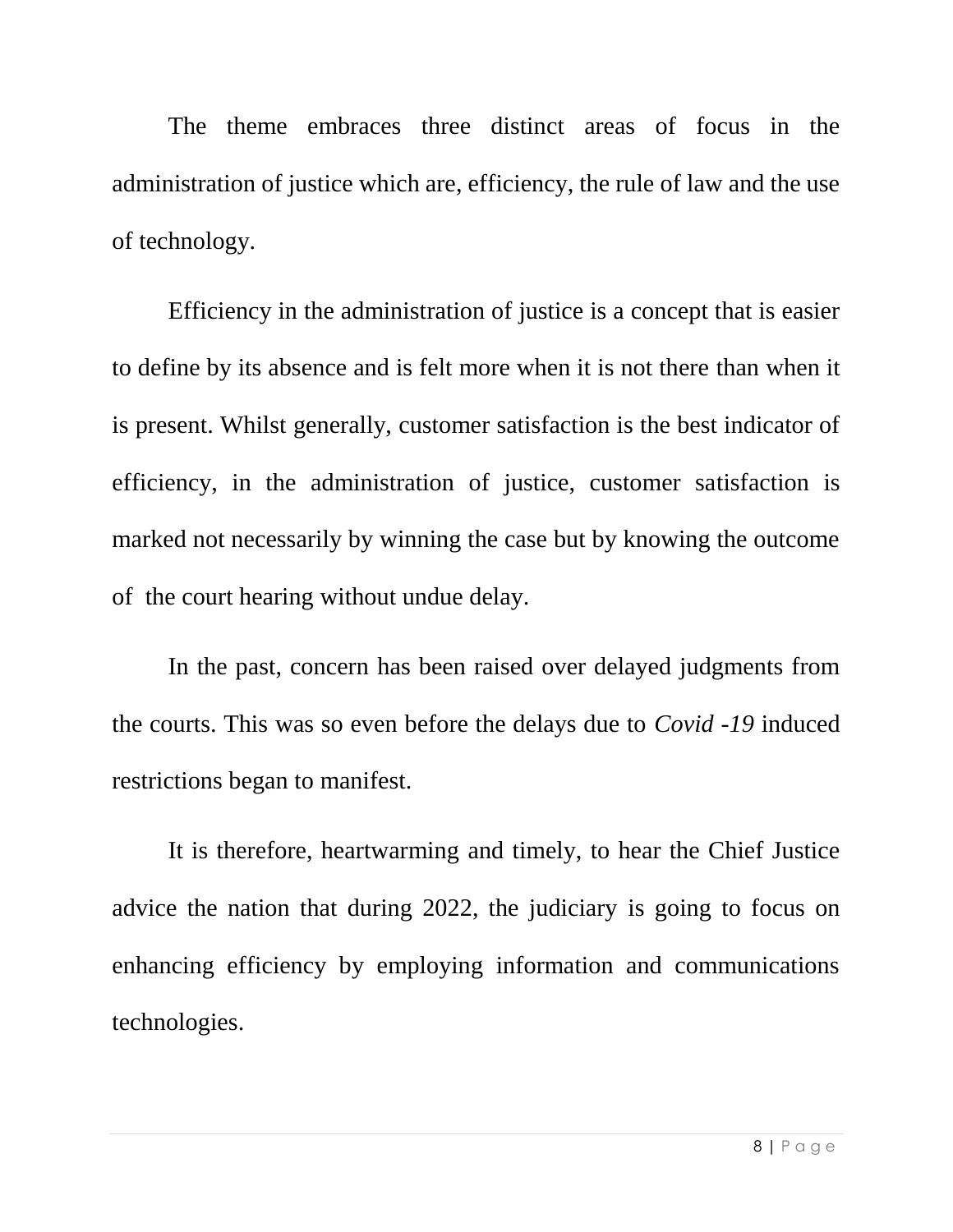The theme embraces three distinct areas of focus in the administration of justice which are, efficiency, the rule of law and the use of technology.

Efficiency in the administration of justice is a concept that is easier to define by its absence and is felt more when it is not there than when it is present. Whilst generally, customer satisfaction is the best indicator of efficiency, in the administration of justice, customer satisfaction is marked not necessarily by winning the case but by knowing the outcome of the court hearing without undue delay.

In the past, concern has been raised over delayed judgments from the courts. This was so even before the delays due to *Covid -19* induced restrictions began to manifest.

It is therefore, heartwarming and timely, to hear the Chief Justice advice the nation that during 2022, the judiciary is going to focus on enhancing efficiency by employing information and communications technologies.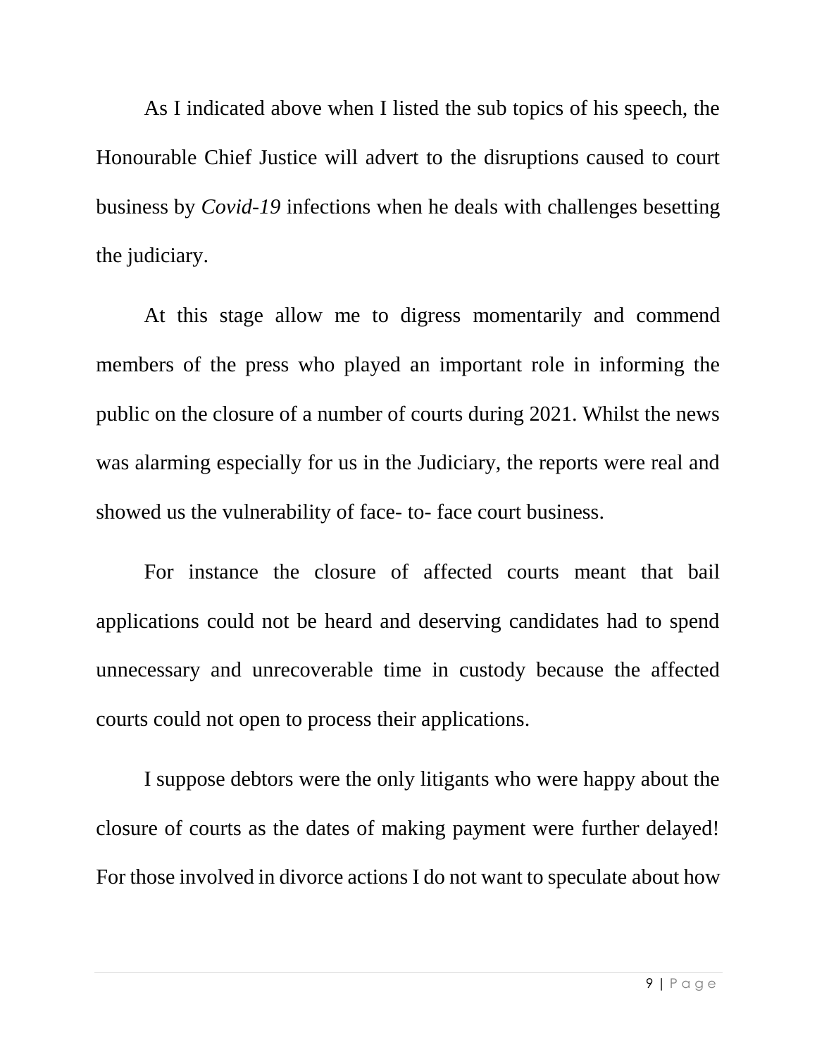As I indicated above when I listed the sub topics of his speech, the Honourable Chief Justice will advert to the disruptions caused to court business by *Covid-19* infections when he deals with challenges besetting the judiciary.

At this stage allow me to digress momentarily and commend members of the press who played an important role in informing the public on the closure of a number of courts during 2021. Whilst the news was alarming especially for us in the Judiciary, the reports were real and showed us the vulnerability of face- to- face court business.

For instance the closure of affected courts meant that bail applications could not be heard and deserving candidates had to spend unnecessary and unrecoverable time in custody because the affected courts could not open to process their applications.

I suppose debtors were the only litigants who were happy about the closure of courts as the dates of making payment were further delayed! For those involved in divorce actions I do not want to speculate about how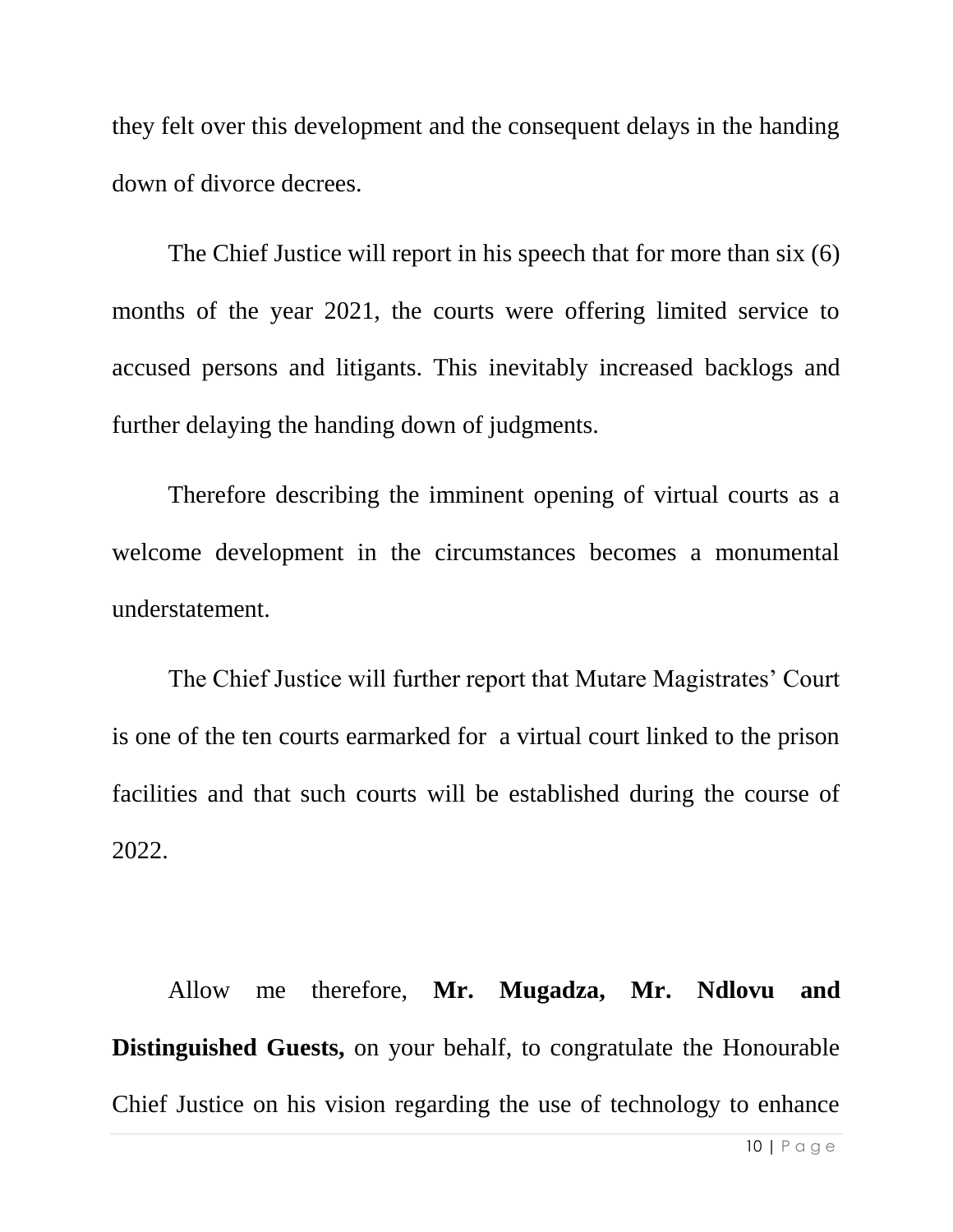they felt over this development and the consequent delays in the handing down of divorce decrees.

The Chief Justice will report in his speech that for more than six (6) months of the year 2021, the courts were offering limited service to accused persons and litigants. This inevitably increased backlogs and further delaying the handing down of judgments.

Therefore describing the imminent opening of virtual courts as a welcome development in the circumstances becomes a monumental understatement.

The Chief Justice will further report that Mutare Magistrates' Court is one of the ten courts earmarked for a virtual court linked to the prison facilities and that such courts will be established during the course of 2022.

Allow me therefore, **Mr. Mugadza, Mr. Ndlovu and Distinguished Guests,** on your behalf, to congratulate the Honourable Chief Justice on his vision regarding the use of technology to enhance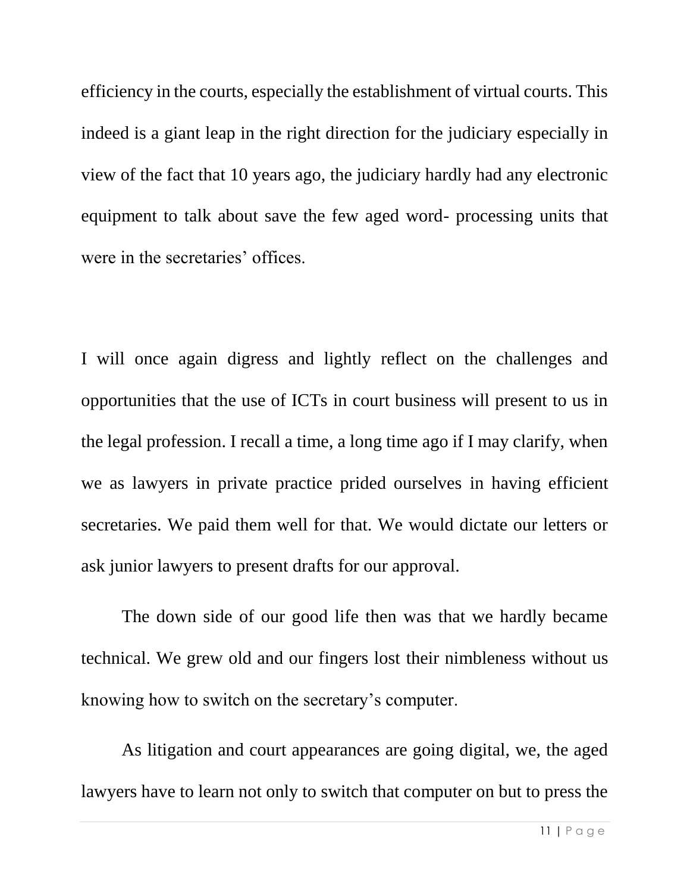efficiency in the courts, especially the establishment of virtual courts. This indeed is a giant leap in the right direction for the judiciary especially in view of the fact that 10 years ago, the judiciary hardly had any electronic equipment to talk about save the few aged word- processing units that were in the secretaries' offices.

I will once again digress and lightly reflect on the challenges and opportunities that the use of ICTs in court business will present to us in the legal profession. I recall a time, a long time ago if I may clarify, when we as lawyers in private practice prided ourselves in having efficient secretaries. We paid them well for that. We would dictate our letters or ask junior lawyers to present drafts for our approval.

The down side of our good life then was that we hardly became technical. We grew old and our fingers lost their nimbleness without us knowing how to switch on the secretary's computer.

As litigation and court appearances are going digital, we, the aged lawyers have to learn not only to switch that computer on but to press the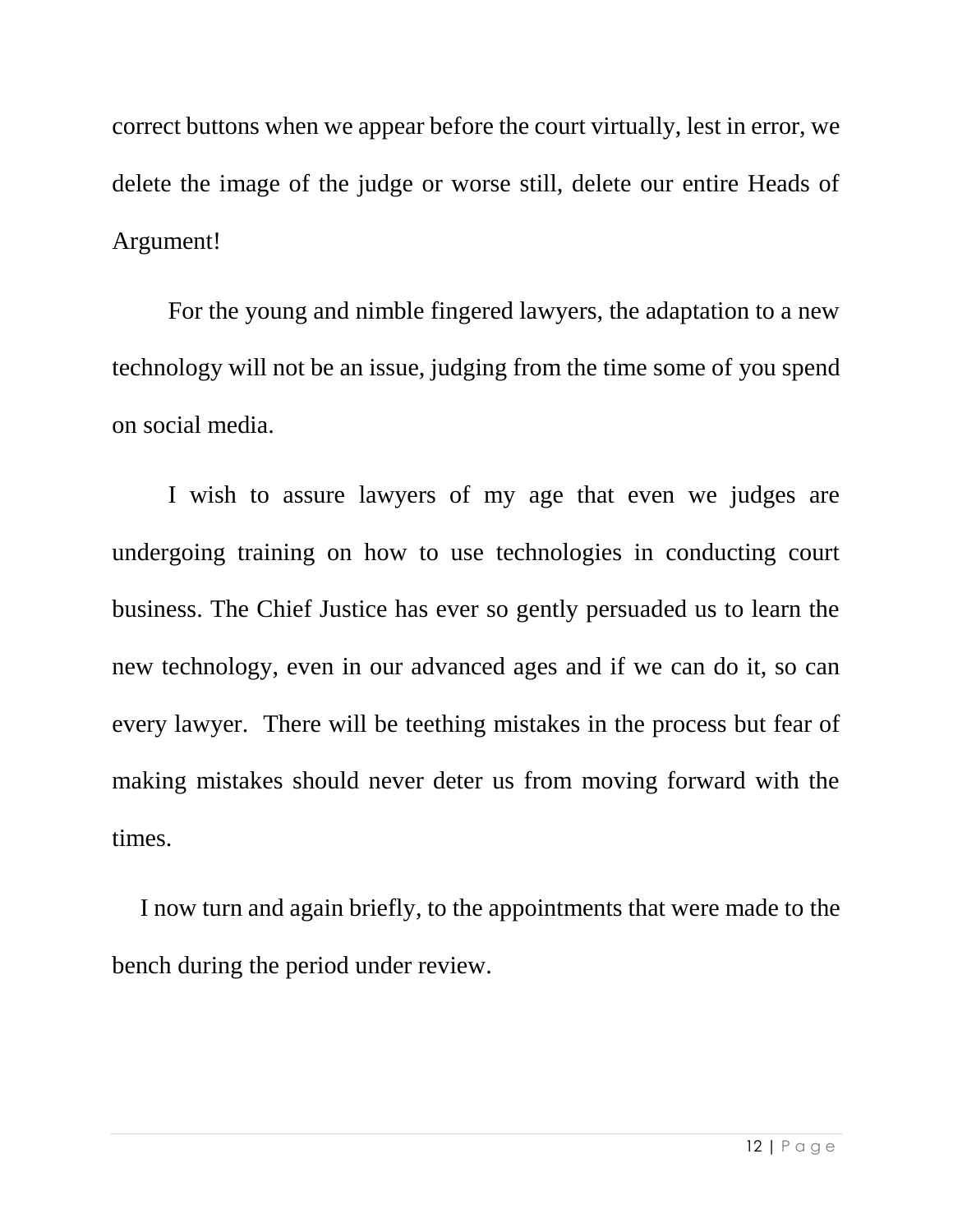correct buttons when we appear before the court virtually, lest in error, we delete the image of the judge or worse still, delete our entire Heads of Argument!

For the young and nimble fingered lawyers, the adaptation to a new technology will not be an issue, judging from the time some of you spend on social media.

I wish to assure lawyers of my age that even we judges are undergoing training on how to use technologies in conducting court business. The Chief Justice has ever so gently persuaded us to learn the new technology, even in our advanced ages and if we can do it, so can every lawyer. There will be teething mistakes in the process but fear of making mistakes should never deter us from moving forward with the times.

I now turn and again briefly, to the appointments that were made to the bench during the period under review.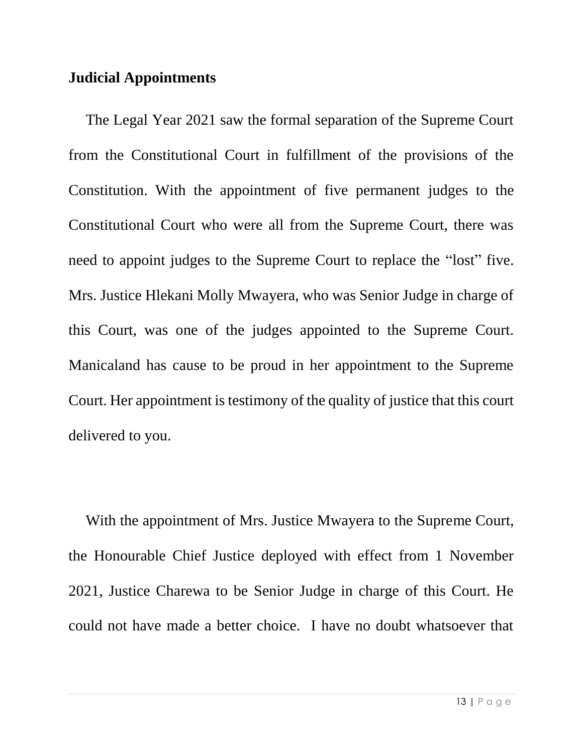## Judicial Appointments

The Legal Year 2021 saw the formal separation of the Supreme Court from the Constitutional Court in fulfillment of the provisions of the Constitution. With the appointment of five permanent judges to the Constitutional Court who were all from the Supreme Court, there was need to appoint judges to the Supreme Court to replace the "lost" five. Mrs. Justice Hlekani Molly Mwayera, who was Senior Judge in charge of this Court, was one of the judges appointed to the Supreme Court. Manicaland has cause to be proud in her appointment to the Supreme Court. Her appointment is testimony of the quality of justice that this court delivered to you.

With the appointment of Mrs. Justice Mwayera to the Supreme Court, the Honourable Chief Justice deployed with effect from 1 November 2021, Justice Charewa to be Senior Judge in charge of this Court. He could not have made a better choice. I have no doubt whatsoever that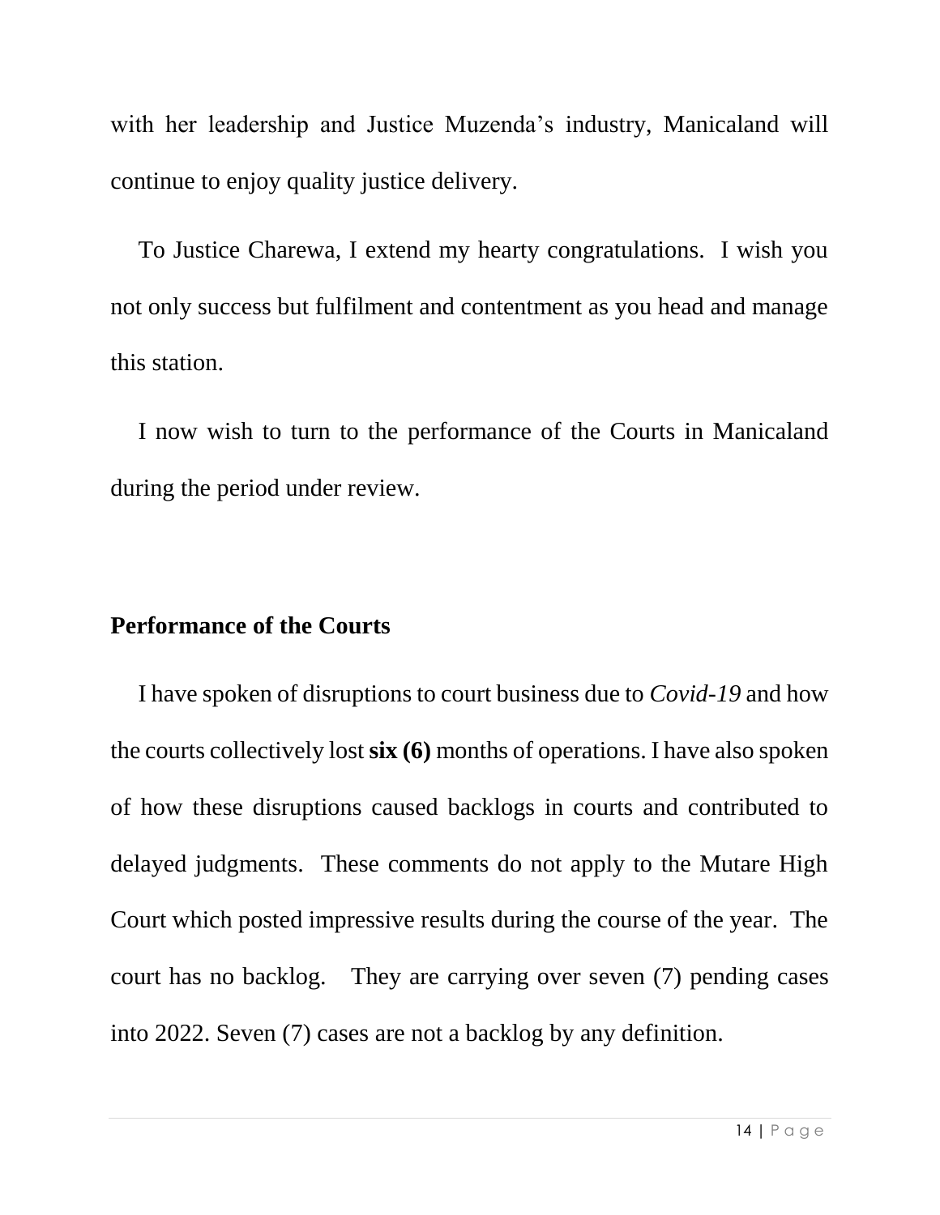with her leadership and Justice Muzenda's industry, Manicaland will continue to enjoy quality justice delivery.

To Justice Charewa, I extend my hearty congratulations. I wish you not only success but fulfilment and contentment as you head and manage this station.

I now wish to turn to the performance of the Courts in Manicaland during the period under review.

## Performance of the Courts

I have spoken of disruptions to court business due to *Covid-19* and how the courts collectively lost **six (6)** months of operations. I have also spoken of how these disruptions caused backlogs in courts and contributed to delayed judgments. These comments do not apply to the Mutare High Court which posted impressive results during the course of the year. The court has no backlog. They are carrying over seven (7) pending cases into 2022. Seven (7) cases are not a backlog by any definition.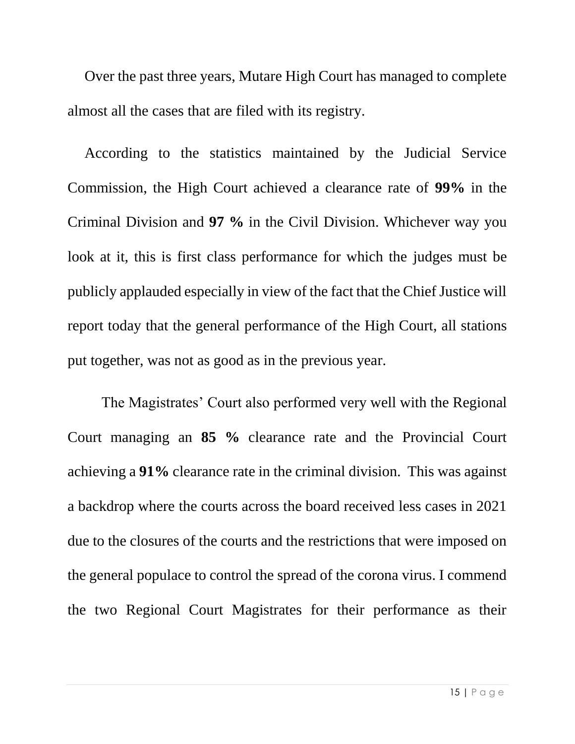Over the past three years, Mutare High Court has managed to complete almost all the cases that are filed with its registry.

According to the statistics maintained by the Judicial Service Commission, the High Court achieved a clearance rate of **99%** in the Criminal Division and **97 %** in the Civil Division. Whichever way you look at it, this is first class performance for which the judges must be publicly applauded especially in view of the fact that the Chief Justice will report today that the general performance of the High Court, all stations put together, was not as good as in the previous year.

The Magistrates' Court also performed very well with the Regional Court managing an **85 %** clearance rate and the Provincial Court achieving a **91%** clearance rate in the criminal division. This was against a backdrop where the courts across the board received less cases in 2021 due to the closures of the courts and the restrictions that were imposed on the general populace to control the spread of the corona virus. I commend the two Regional Court Magistrates for their performance as their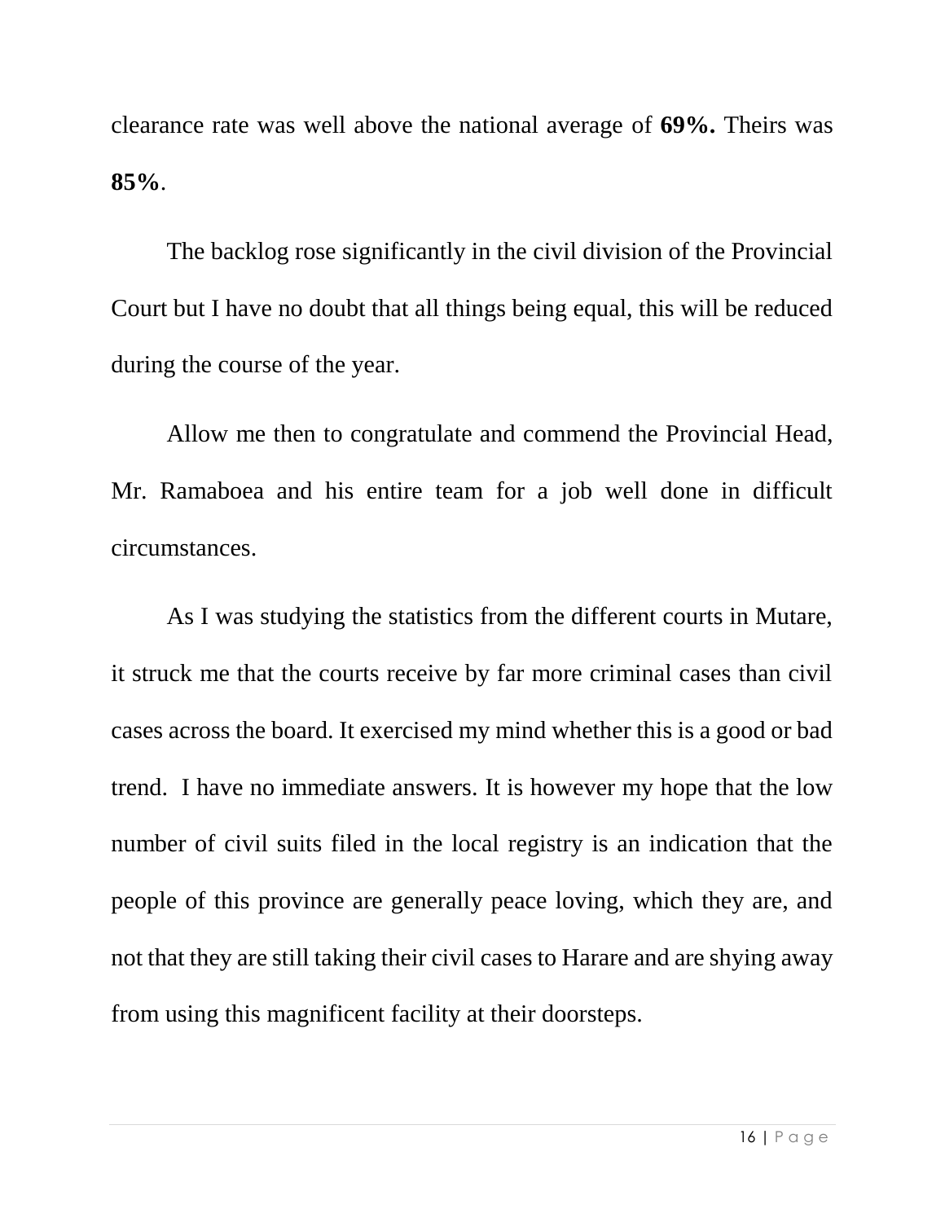clearance rate was well above the national average of **69%.** Theirs was **85%**.

The backlog rose significantly in the civil division of the Provincial Court but I have no doubt that all things being equal, this will be reduced during the course of the year.

Allow me then to congratulate and commend the Provincial Head, Mr. Ramaboea and his entire team for a job well done in difficult circumstances.

As I was studying the statistics from the different courts in Mutare, it struck me that the courts receive by far more criminal cases than civil cases across the board. It exercised my mind whether this is a good or bad trend. I have no immediate answers. It is however my hope that the low number of civil suits filed in the local registry is an indication that the people of this province are generally peace loving, which they are, and not that they are still taking their civil cases to Harare and are shying away from using this magnificent facility at their doorsteps.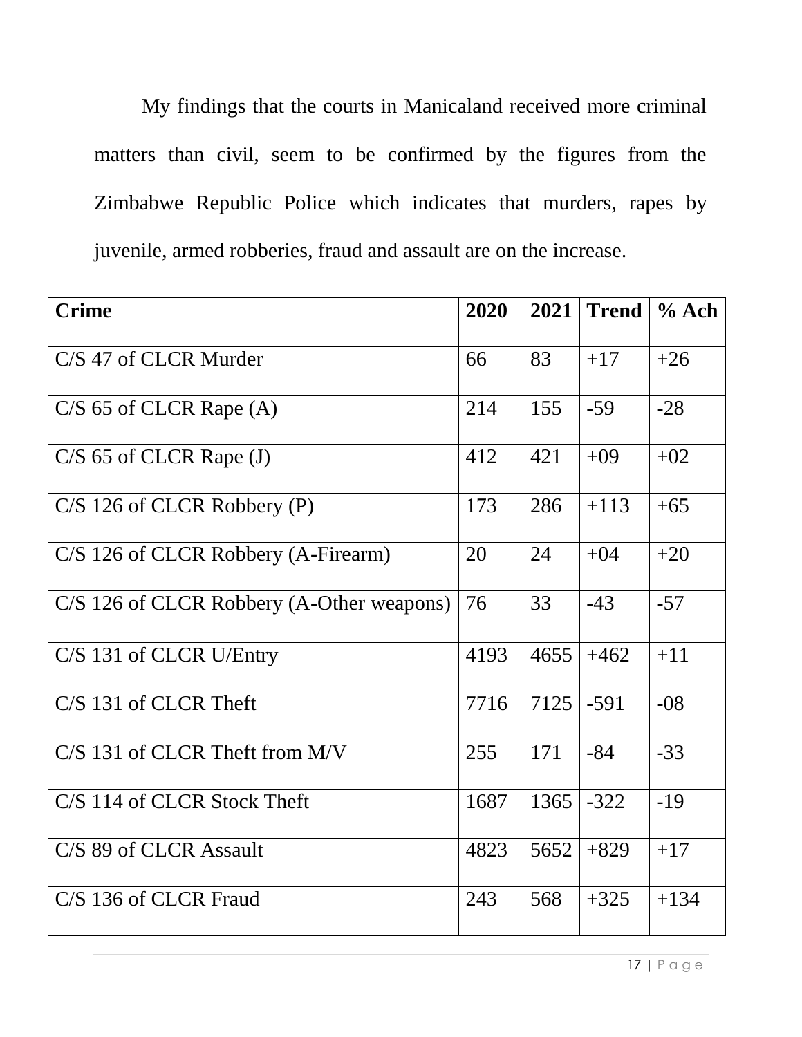My findings that the courts in Manicaland received more criminal matters than civil, seem to be confirmed by the figures from the Zimbabwe Republic Police which indicates that murders, rapes by juvenile, armed robberies, fraud and assault are on the increase.

| **Crime** | **2020** | **2021** | **Trend** | **% Ach** |
|---|---|---|---|---|
| C/S 47 of CLCR Murder | 66 | 83 | +17 | +26 |
| C/S 65 of CLCR Rape (A) | 214 | 155 | -59 | -28 |
| C/S 65 of CLCR Rape (J) | 412 | 421 | +09 | +02 |
| C/S 126 of CLCR Robbery (P) | 173 | 286 | +113 | +65 |
| C/S 126 of CLCR Robbery (A-Firearm) | 20 | 24 | +04 | +20 |
| C/S 126 of CLCR Robbery (A-Other weapons) | 76 | 33 | -43 | -57 |
| C/S 131 of CLCR U/Entry | 4193 | 4655 | +462 | +11 |
| C/S 131 of CLCR Theft | 7716 | 7125 | -591 | -08 |
| C/S 131 of CLCR Theft from M/V | 255 | 171 | -84 | -33 |
| C/S 114 of CLCR Stock Theft | 1687 | 1365 | -322 | -19 |
| C/S 89 of CLCR Assault | 4823 | 5652 | +829 | +17 |
| C/S 136 of CLCR Fraud | 243 | 568 | +325 | +134 |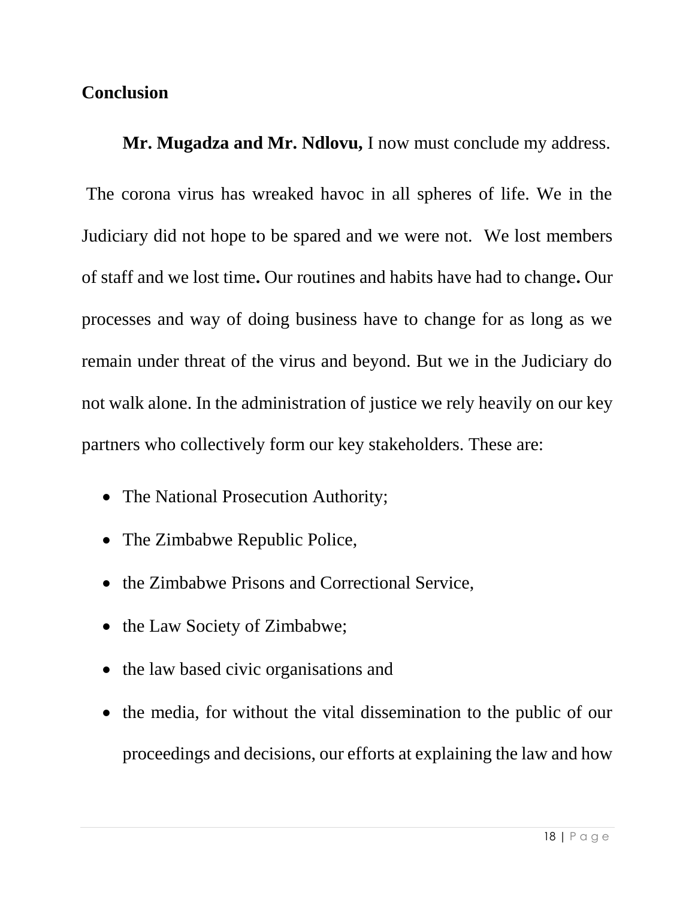**Conclusion**

**Mr. Mugadza and Mr. Ndlovu,** I now must conclude my address.

The corona virus has wreaked havoc in all spheres of life. We in the Judiciary did not hope to be spared and we were not. We lost members of staff and we lost time**.** Our routines and habits have had to change**.** Our processes and way of doing business have to change for as long as we remain under threat of the virus and beyond. But we in the Judiciary do not walk alone. In the administration of justice we rely heavily on our key partners who collectively form our key stakeholders. These are:

- The National Prosecution Authority;
- The Zimbabwe Republic Police,
- the Zimbabwe Prisons and Correctional Service,
- the Law Society of Zimbabwe;
- the law based civic organisations and
- the media, for without the vital dissemination to the public of our proceedings and decisions, our efforts at explaining the law and how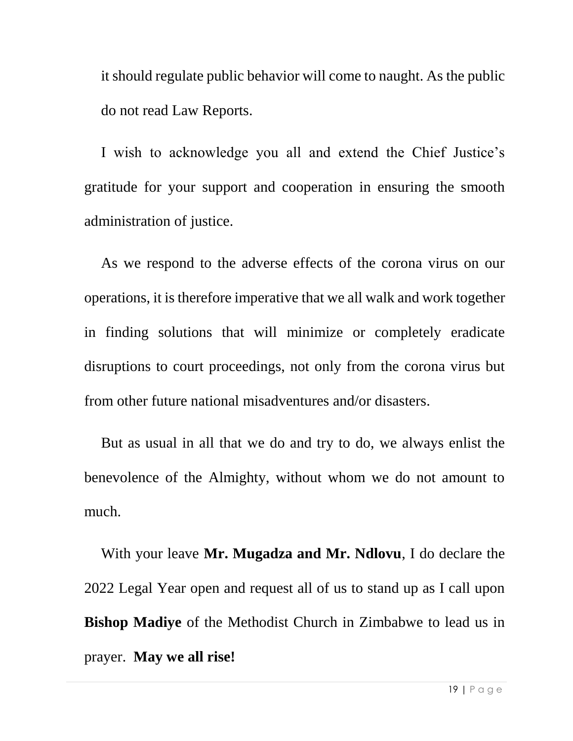it should regulate public behavior will come to naught. As the public do not read Law Reports.

I wish to acknowledge you all and extend the Chief Justice's gratitude for your support and cooperation in ensuring the smooth administration of justice.

As we respond to the adverse effects of the corona virus on our operations, it is therefore imperative that we all walk and work together in finding solutions that will minimize or completely eradicate disruptions to court proceedings, not only from the corona virus but from other future national misadventures and/or disasters.

But as usual in all that we do and try to do, we always enlist the benevolence of the Almighty, without whom we do not amount to much.

With your leave **Mr. Mugadza and Mr. Ndlovu**, I do declare the 2022 Legal Year open and request all of us to stand up as I call upon **Bishop Madiye** of the Methodist Church in Zimbabwe to lead us in prayer. **May we all rise!**